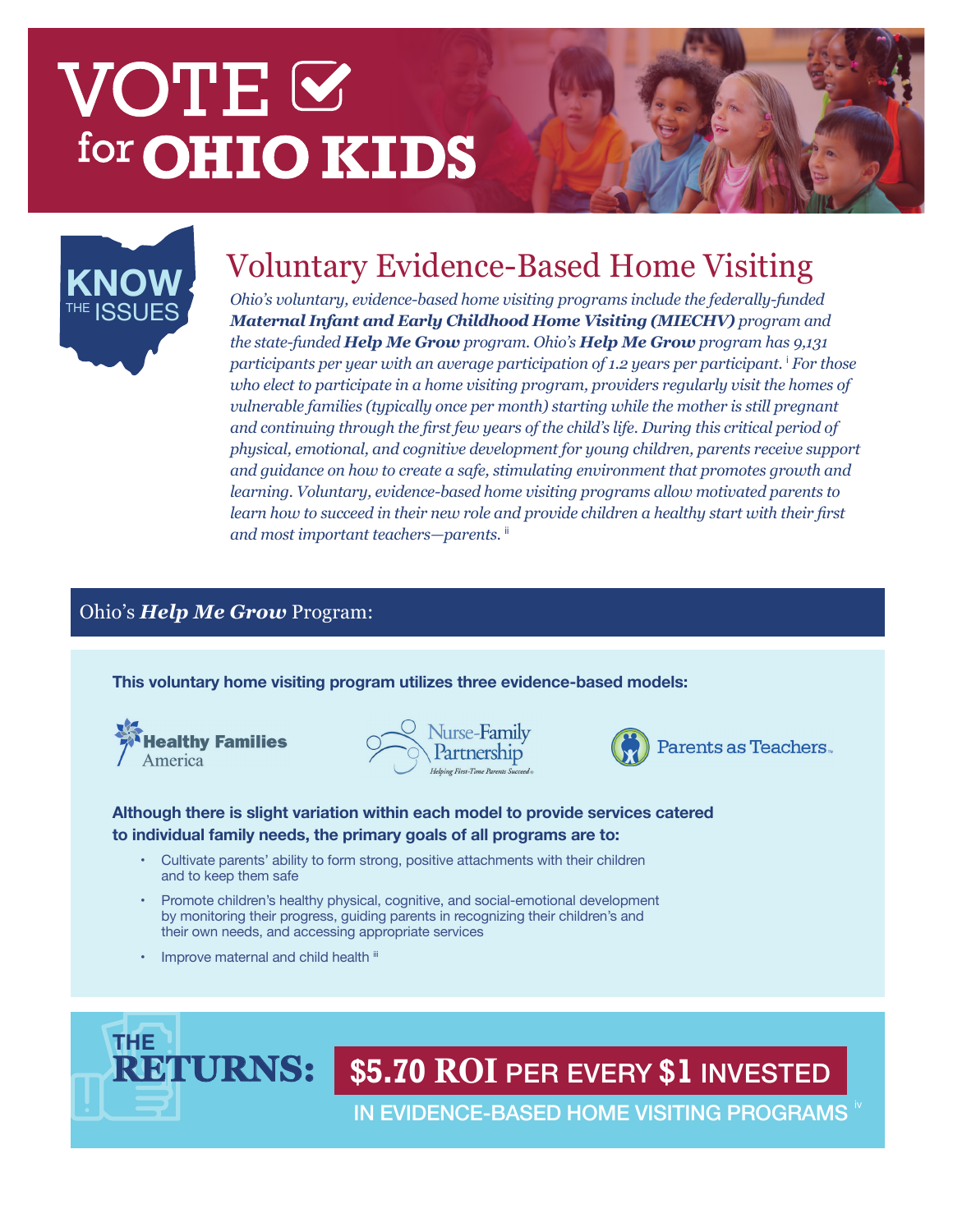# VOTE for OHIO KIDS

KNOW THE ISSUES

## Voluntary Evidence-Based Home Visiting

*Ohio's voluntary, evidence-based home visiting programs include the federally-funded **Maternal Infant and Early Childhood Home Visiting (MIECHV)** program and the state-funded **Help Me Grow** program. Ohio's **Help Me Grow** program has 9,131 participants per year with an average participation of 1.2 years per participant.* [i] *For those who elect to participate in a home visiting program, providers regularly visit the homes of vulnerable families (typically once per month) starting while the mother is still pregnant and continuing through the first few years of the child's life. During this critical period of physical, emotional, and cognitive development for young children, parents receive support and guidance on how to create a safe, stimulating environment that promotes growth and learning. Voluntary, evidence-based home visiting programs allow motivated parents to learn how to succeed in their new role and provide children a healthy start with their first and most important teachers—parents.* [ii]

### Ohio's *Help Me Grow* Program:

**This voluntary home visiting program utilizes three evidence-based models:**

Healthy Families America | Nurse-Family Partnership (Helping First-Time Parents Succeed) | Parents as Teachers

**Although there is slight variation within each model to provide services catered to individual family needs, the primary goals of all programs are to:**

- Cultivate parents' ability to form strong, positive attachments with their children and to keep them safe
- Promote children's healthy physical, cognitive, and social-emotional development by monitoring their progress, guiding parents in recognizing their children's and their own needs, and accessing appropriate services
- Improve maternal and child health [iii]

**THE RETURNS:** **$5.70 ROI PER EVERY $1 INVESTED IN EVIDENCE-BASED HOME VISITING PROGRAMS** [iv]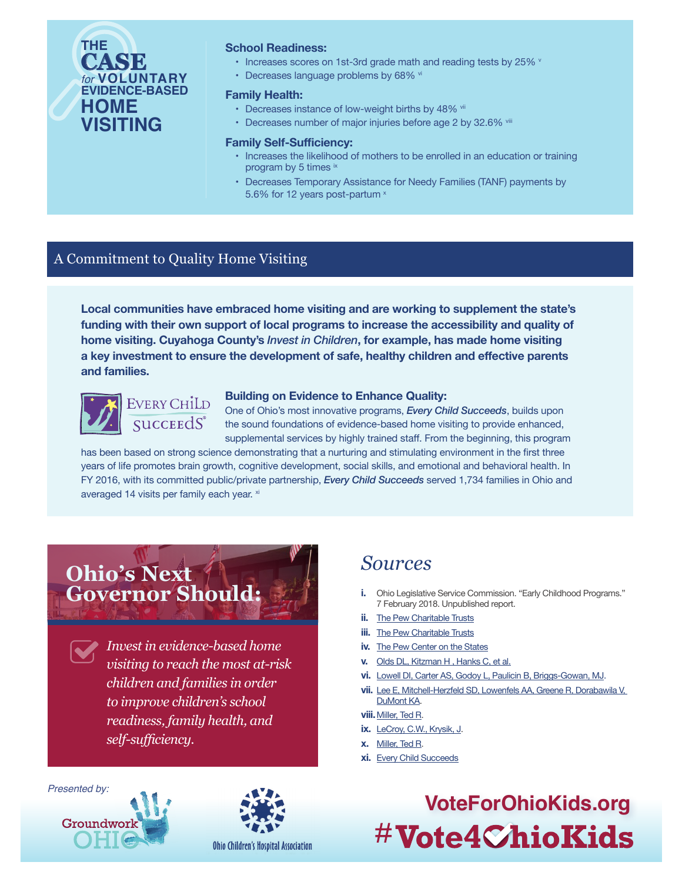# THE CASE *for* VOLUNTARY EVIDENCE-BASED HOME VISITING

**School Readiness:**

- Increases scores on 1st-3rd grade math and reading tests by 25% [v]
- Decreases language problems by 68% [vi]

**Family Health:**

- Decreases instance of low-weight births by 48% [vii]
- Decreases number of major injuries before age 2 by 32.6% [viii]

**Family Self-Sufficiency:**

- Increases the likelihood of mothers to be enrolled in an education or training program by 5 times [ix]
- Decreases Temporary Assistance for Needy Families (TANF) payments by 5.6% for 12 years post-partum [x]

## A Commitment to Quality Home Visiting

**Local communities have embraced home visiting and are working to supplement the state's funding with their own support of local programs to increase the accessibility and quality of home visiting. Cuyahoga County's *Invest in Children*, for example, has made home visiting a key investment to ensure the development of safe, healthy children and effective parents and families.**

Every Child Succeeds

**Building on Evidence to Enhance Quality:**

One of Ohio's most innovative programs, ***Every Child Succeeds***, builds upon the sound foundations of evidence-based home visiting to provide enhanced, supplemental services by highly trained staff. From the beginning, this program has been based on strong science demonstrating that a nurturing and stimulating environment in the first three years of life promotes brain growth, cognitive development, social skills, and emotional and behavioral health. In FY 2016, with its committed public/private partnership, ***Every Child Succeeds*** served 1,734 families in Ohio and averaged 14 visits per family each year. [xi]

## Ohio's Next Governor Should:

*Invest in evidence-based home visiting to reach the most at-risk children and families in order to improve children's school readiness, family health, and self-sufficiency.*

## *Sources*

- **i.** Ohio Legislative Service Commission. "Early Childhood Programs." 7 February 2018. Unpublished report.
- **ii.** The Pew Charitable Trusts
- **iii.** The Pew Charitable Trusts
- **iv.** The Pew Center on the States
- **v.** Olds DL, Kitzman H , Hanks C, et al.
- **vi.** Lowell DI, Carter AS, Godoy L, Paulicin B, Briggs-Gowan, MJ.
- **vii.** Lee E, Mitchell-Herzfeld SD, Lowenfels AA, Greene R, Dorabawila V, DuMont KA.
- **viii.** Miller, Ted R.
- **ix.** LeCroy, C.W., Krysik, J.
- **x.** Miller, Ted R.
- **xi.** Every Child Succeeds

*Presented by:*

Groundwork OHIO

Ohio Children's Hospital Association

VoteForOhioKids.org

#Vote4OhioKids